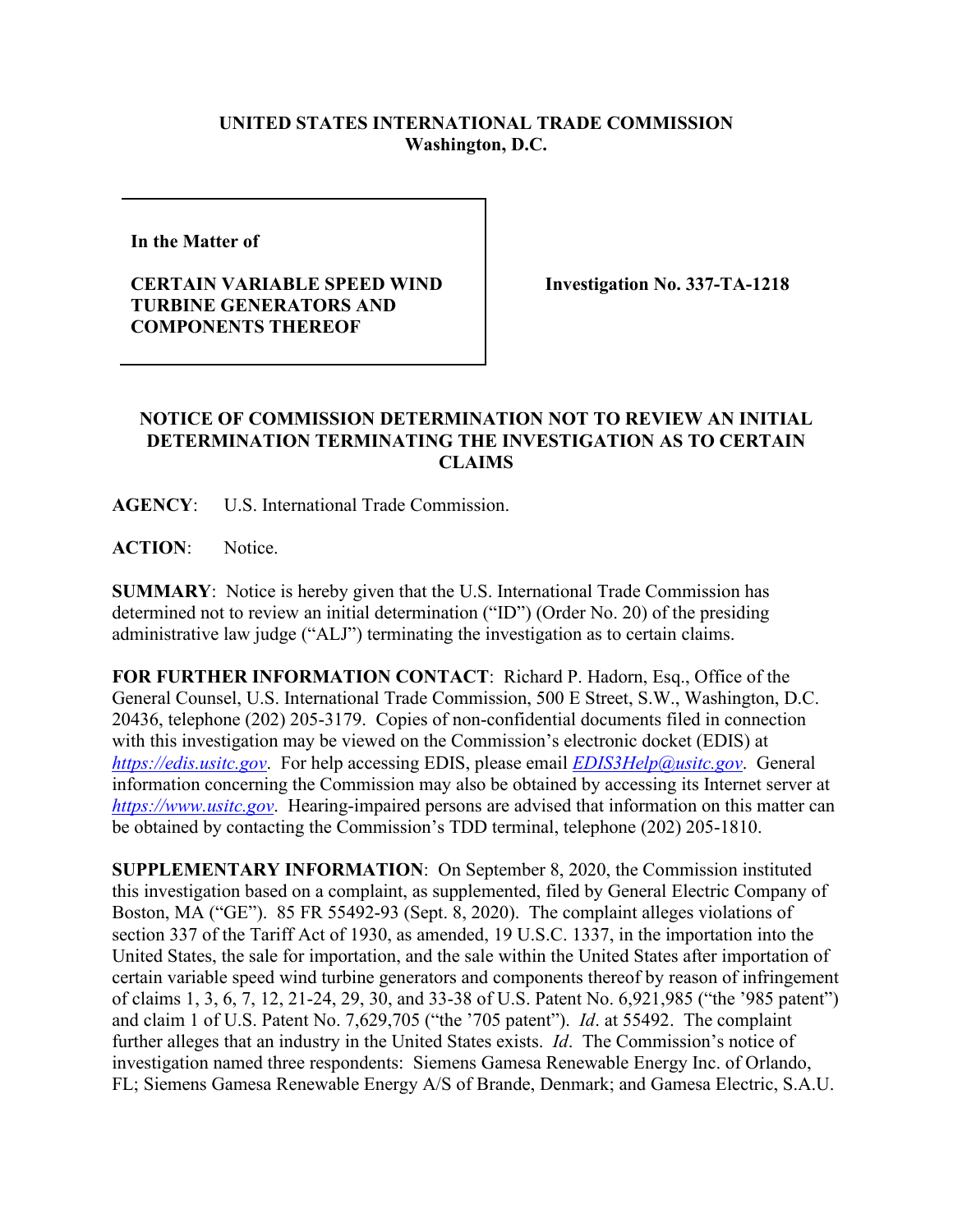**UNITED STATES INTERNATIONAL TRADE COMMISSION**
**Washington, D.C.**

| In the Matter of<br><br>**CERTAIN VARIABLE SPEED WIND TURBINE GENERATORS AND COMPONENTS THEREOF** | **Investigation No. 337-TA-1218** |
|---|---|

**NOTICE OF COMMISSION DETERMINATION NOT TO REVIEW AN INITIAL DETERMINATION TERMINATING THE INVESTIGATION AS TO CERTAIN CLAIMS**

**AGENCY**: U.S. International Trade Commission.

**ACTION**: Notice.

**SUMMARY**: Notice is hereby given that the U.S. International Trade Commission has determined not to review an initial determination ("ID") (Order No. 20) of the presiding administrative law judge ("ALJ") terminating the investigation as to certain claims.

**FOR FURTHER INFORMATION CONTACT**: Richard P. Hadorn, Esq., Office of the General Counsel, U.S. International Trade Commission, 500 E Street, S.W., Washington, D.C. 20436, telephone (202) 205-3179. Copies of non-confidential documents filed in connection with this investigation may be viewed on the Commission's electronic docket (EDIS) at *https://edis.usitc.gov*. For help accessing EDIS, please email *EDIS3Help@usitc.gov*. General information concerning the Commission may also be obtained by accessing its Internet server at *https://www.usitc.gov*. Hearing-impaired persons are advised that information on this matter can be obtained by contacting the Commission's TDD terminal, telephone (202) 205-1810.

**SUPPLEMENTARY INFORMATION**: On September 8, 2020, the Commission instituted this investigation based on a complaint, as supplemented, filed by General Electric Company of Boston, MA ("GE"). 85 FR 55492-93 (Sept. 8, 2020). The complaint alleges violations of section 337 of the Tariff Act of 1930, as amended, 19 U.S.C. 1337, in the importation into the United States, the sale for importation, and the sale within the United States after importation of certain variable speed wind turbine generators and components thereof by reason of infringement of claims 1, 3, 6, 7, 12, 21-24, 29, 30, and 33-38 of U.S. Patent No. 6,921,985 ("the '985 patent") and claim 1 of U.S. Patent No. 7,629,705 ("the '705 patent"). *Id*. at 55492. The complaint further alleges that an industry in the United States exists. *Id*. The Commission's notice of investigation named three respondents: Siemens Gamesa Renewable Energy Inc. of Orlando, FL; Siemens Gamesa Renewable Energy A/S of Brande, Denmark; and Gamesa Electric, S.A.U.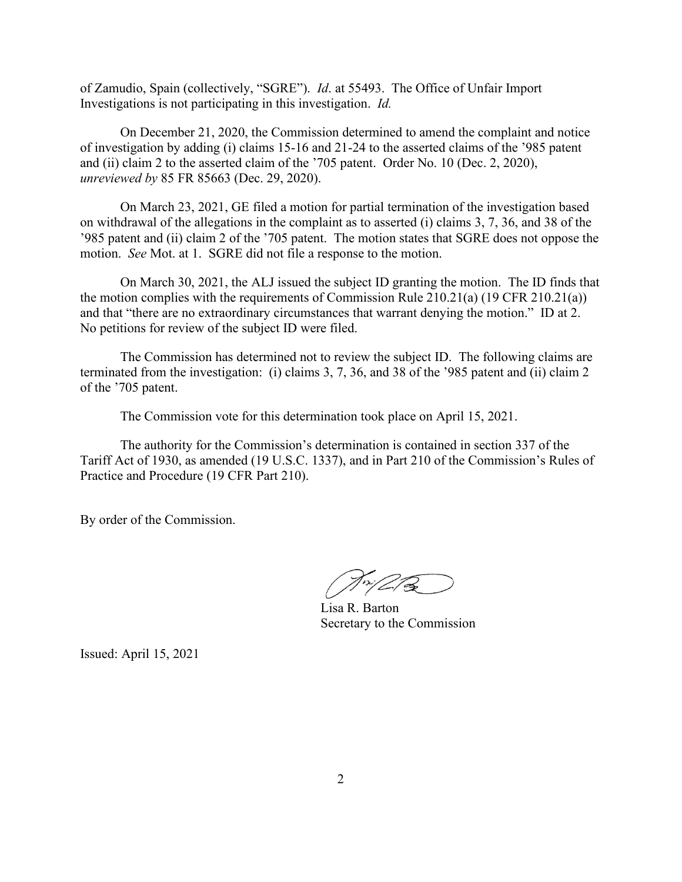of Zamudio, Spain (collectively, "SGRE"). *Id*. at 55493. The Office of Unfair Import Investigations is not participating in this investigation. *Id.*

On December 21, 2020, the Commission determined to amend the complaint and notice of investigation by adding (i) claims 15-16 and 21-24 to the asserted claims of the '985 patent and (ii) claim 2 to the asserted claim of the '705 patent. Order No. 10 (Dec. 2, 2020), *unreviewed by* 85 FR 85663 (Dec. 29, 2020).

On March 23, 2021, GE filed a motion for partial termination of the investigation based on withdrawal of the allegations in the complaint as to asserted (i) claims 3, 7, 36, and 38 of the '985 patent and (ii) claim 2 of the '705 patent. The motion states that SGRE does not oppose the motion. *See* Mot. at 1. SGRE did not file a response to the motion.

On March 30, 2021, the ALJ issued the subject ID granting the motion. The ID finds that the motion complies with the requirements of Commission Rule 210.21(a) (19 CFR 210.21(a)) and that "there are no extraordinary circumstances that warrant denying the motion." ID at 2. No petitions for review of the subject ID were filed.

The Commission has determined not to review the subject ID. The following claims are terminated from the investigation: (i) claims 3, 7, 36, and 38 of the '985 patent and (ii) claim 2 of the '705 patent.

The Commission vote for this determination took place on April 15, 2021.

The authority for the Commission's determination is contained in section 337 of the Tariff Act of 1930, as amended (19 U.S.C. 1337), and in Part 210 of the Commission's Rules of Practice and Procedure (19 CFR Part 210).

By order of the Commission.

Lisa R. Barton
Secretary to the Commission

Issued: April 15, 2021